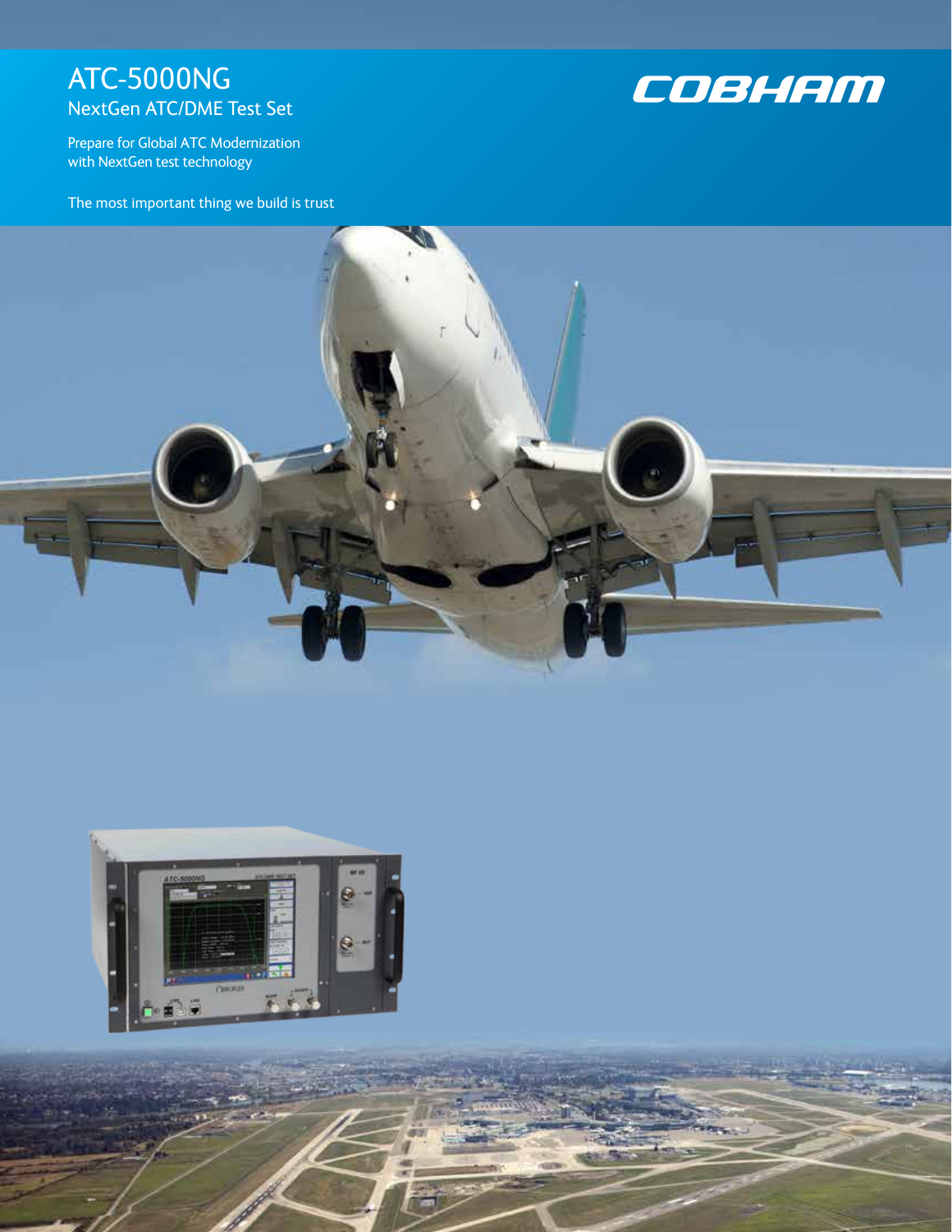# ATC-5000NG

## NextGen ATC/DME Test Set

Prepare for Global ATC Modernization with NextGen test technology

The most important thing we build is trust

COBHAM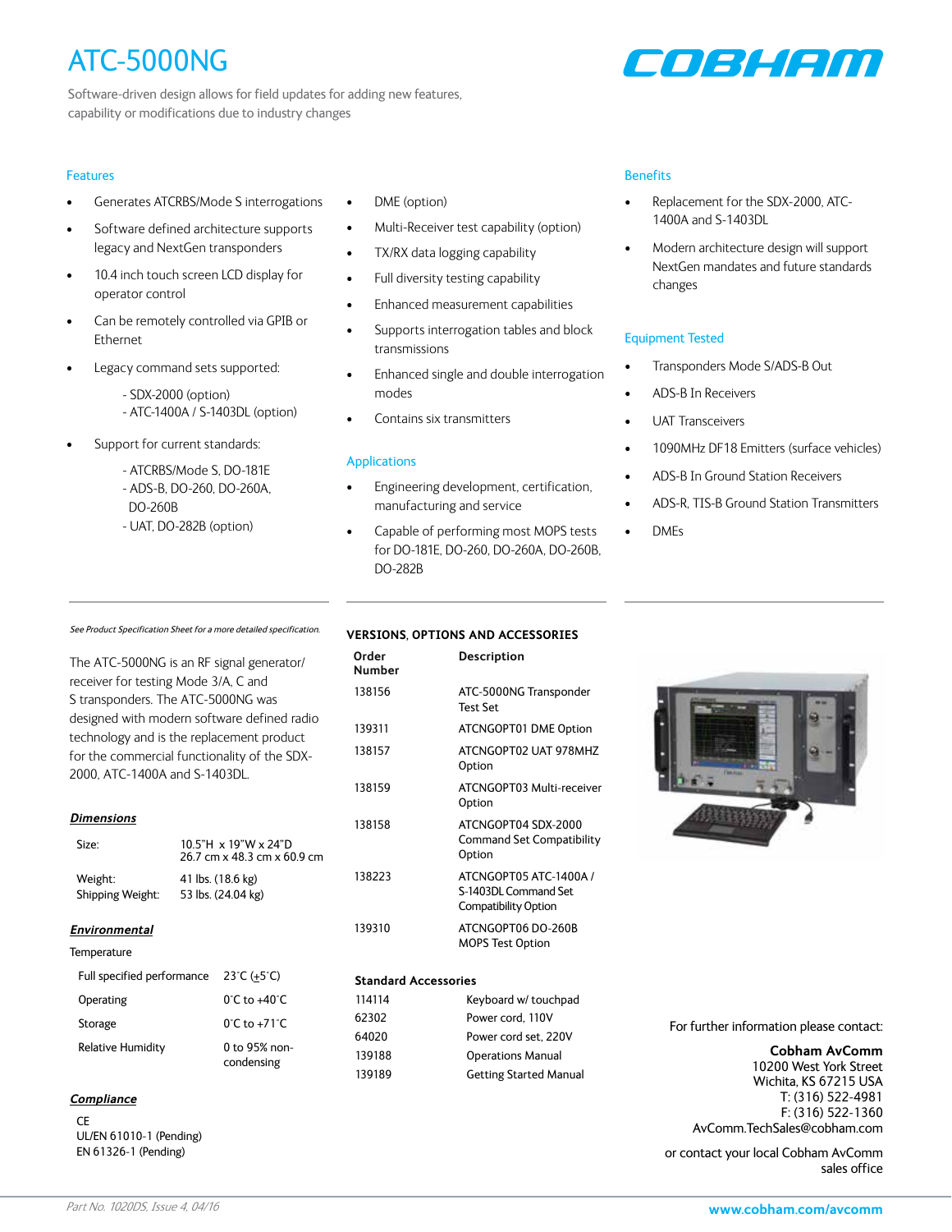# ATC-5000NG

Software-driven design allows for field updates for adding new features, capability or modifications due to industry changes

## Features

- Generates ATCRBS/Mode S interrogations
- Software defined architecture supports legacy and NextGen transponders
- 10.4 inch touch screen LCD display for operator control
- Can be remotely controlled via GPIB or Ethernet
- Legacy command sets supported:
  - SDX-2000 (option)
  - ATC-1400A / S-1403DL (option)
- Support for current standards:
  - ATCRBS/Mode S, DO-181E
  - ADS-B, DO-260, DO-260A, DO-260B
  - UAT, DO-282B (option)
- DME (option)
- Multi-Receiver test capability (option)
- TX/RX data logging capability
- Full diversity testing capability
- Enhanced measurement capabilities
- Supports interrogation tables and block transmissions
- Enhanced single and double interrogation modes
- Contains six transmitters

## Applications

- Engineering development, certification, manufacturing and service
- Capable of performing most MOPS tests for DO-181E, DO-260, DO-260A, DO-260B, DO-282B

## Benefits

- Replacement for the SDX-2000, ATC-1400A and S-1403DL
- Modern architecture design will support NextGen mandates and future standards changes

## Equipment Tested

- Transponders Mode S/ADS-B Out
- ADS-B In Receivers
- UAT Transceivers
- 1090MHz DF18 Emitters (surface vehicles)
- ADS-B In Ground Station Receivers
- ADS-R, TIS-B Ground Station Transmitters
- DMEs

*See Product Specification Sheet for a more detailed specification.*

The ATC-5000NG is an RF signal generator/receiver for testing Mode 3/A, C and S transponders. The ATC-5000NG was designed with modern software defined radio technology and is the replacement product for the commercial functionality of the SDX-2000, ATC-1400A and S-1403DL.

### Dimensions

| | |
|---|---|
| Size: | 10.5"H x 19"W x 24"D<br>26.7 cm x 48.3 cm x 60.9 cm |
| Weight: | 41 lbs. (18.6 kg) |
| Shipping Weight: | 53 lbs. (24.04 kg) |

### Environmental

Temperature

| | |
|---|---|
| Full specified performance | 23˚C (±5˚C) |
| Operating | 0˚C to +40˚C |
| Storage | 0˚C to +71˚C |
| Relative Humidity | 0 to 95% non-condensing |

### Compliance

CE
UL/EN 61010-1 (Pending)
EN 61326-1 (Pending)

## VERSIONS, OPTIONS AND ACCESSORIES

| Order Number | Description |
|---|---|
| 138156 | ATC-5000NG Transponder Test Set |
| 139311 | ATCNGOPT01 DME Option |
| 138157 | ATCNGOPT02 UAT 978MHZ Option |
| 138159 | ATCNGOPT03 Multi-receiver Option |
| 138158 | ATCNGOPT04 SDX-2000 Command Set Compatibility Option |
| 138223 | ATCNGOPT05 ATC-1400A / S-1403DL Command Set Compatibility Option |
| 139310 | ATCNGOPT06 DO-260B MOPS Test Option |

**Standard Accessories**

| | |
|---|---|
| 114114 | Keyboard w/ touchpad |
| 62302 | Power cord, 110V |
| 64020 | Power cord set, 220V |
| 139188 | Operations Manual |
| 139189 | Getting Started Manual |

For further information please contact:

**Cobham AvComm**
10200 West York Street
Wichita, KS 67215 USA
T: (316) 522-4981
F: (316) 522-1360
AvComm.TechSales@cobham.com

or contact your local Cobham AvComm sales office

Part No. 1020DS, Issue 4, 04/16

www.cobham.com/avcomm